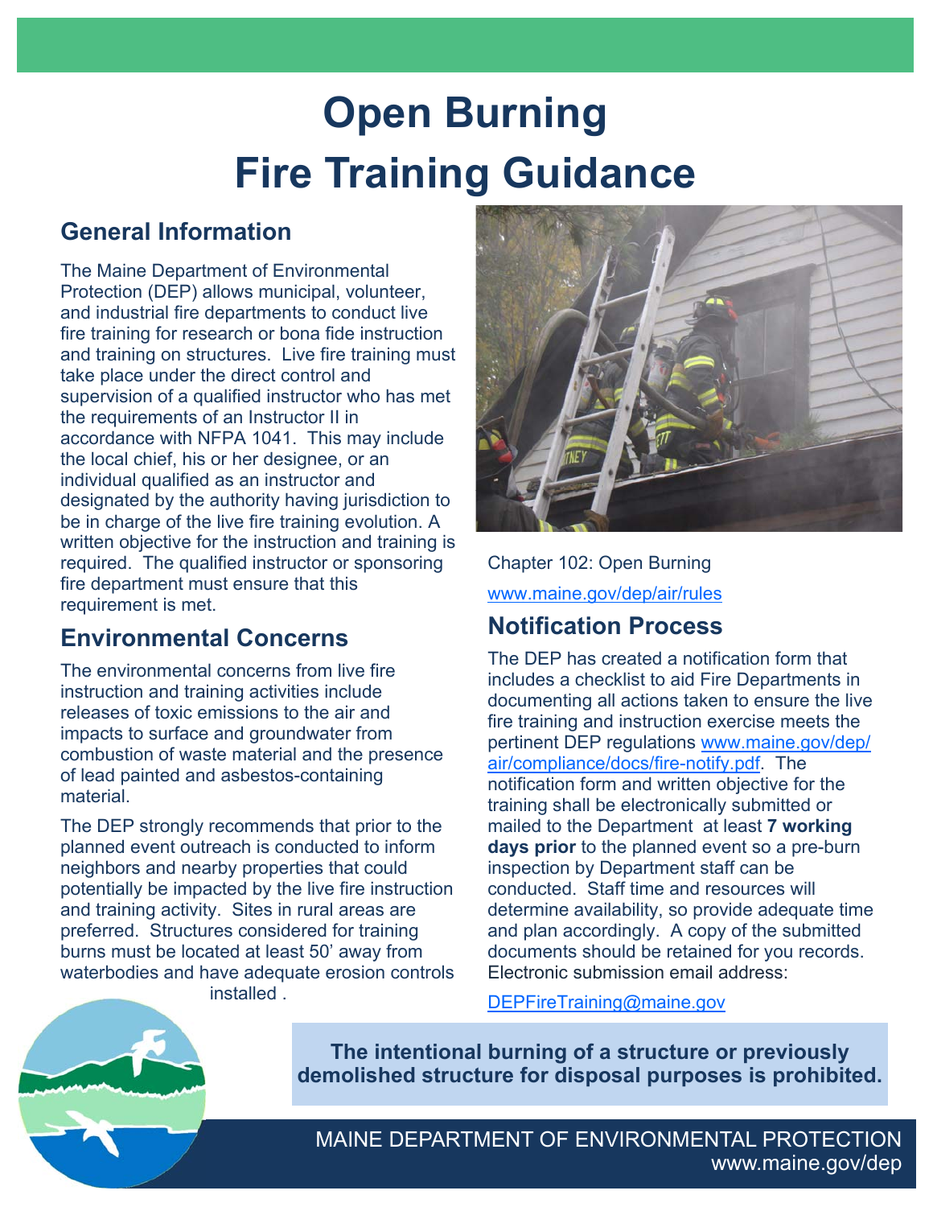# Open Burning Fire Training Guidance

## General Information

The Maine Department of Environmental Protection (DEP) allows municipal, volunteer, and industrial fire departments to conduct live fire training for research or bona fide instruction and training on structures. Live fire training must take place under the direct control and supervision of a qualified instructor who has met the requirements of an Instructor II in accordance with NFPA 1041. This may include the local chief, his or her designee, or an individual qualified as an instructor and designated by the authority having jurisdiction to be in charge of the live fire training evolution. A written objective for the instruction and training is required. The qualified instructor or sponsoring fire department must ensure that this requirement is met.

## Environmental Concerns

The environmental concerns from live fire instruction and training activities include releases of toxic emissions to the air and impacts to surface and groundwater from combustion of waste material and the presence of lead painted and asbestos-containing material.

The DEP strongly recommends that prior to the planned event outreach is conducted to inform neighbors and nearby properties that could potentially be impacted by the live fire instruction and training activity. Sites in rural areas are preferred. Structures considered for training burns must be located at least 50' away from waterbodies and have adequate erosion controls installed .

Chapter 102: Open Burning

www.maine.gov/dep/air/rules

## Notification Process

The DEP has created a notification form that includes a checklist to aid Fire Departments in documenting all actions taken to ensure the live fire training and instruction exercise meets the pertinent DEP regulations www.maine.gov/dep/air/compliance/docs/fire-notify.pdf. The notification form and written objective for the training shall be electronically submitted or mailed to the Department at least **7 working days prior** to the planned event so a pre-burn inspection by Department staff can be conducted. Staff time and resources will determine availability, so provide adequate time and plan accordingly. A copy of the submitted documents should be retained for you records. Electronic submission email address:

DEPFireTraining@maine.gov

**The intentional burning of a structure or previously demolished structure for disposal purposes is prohibited.**

MAINE DEPARTMENT OF ENVIRONMENTAL PROTECTION
www.maine.gov/dep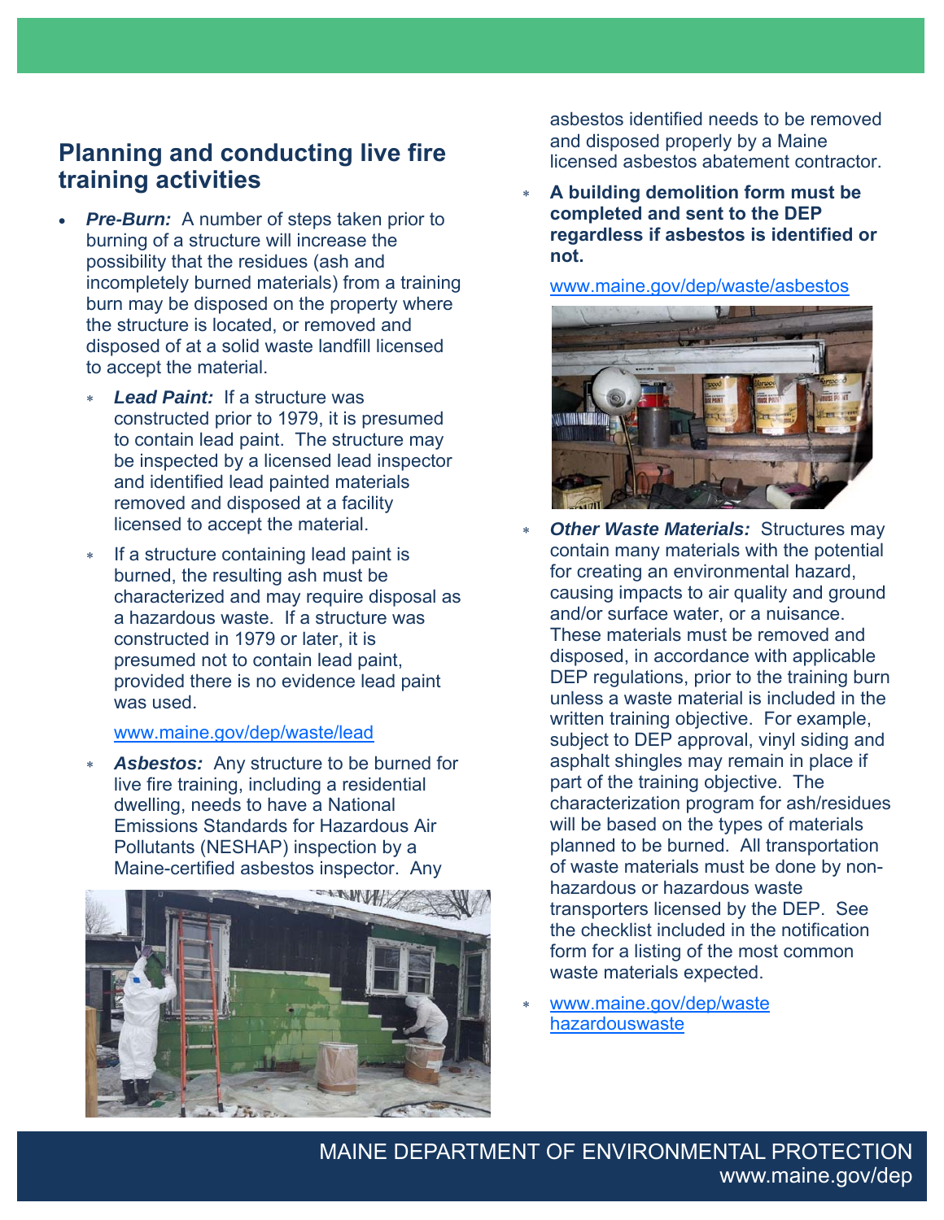## Planning and conducting live fire training activities

- ***Pre-Burn:*** A number of steps taken prior to burning of a structure will increase the possibility that the residues (ash and incompletely burned materials) from a training burn may be disposed on the property where the structure is located, or removed and disposed of at a solid waste landfill licensed to accept the material.
  - ***Lead Paint:*** If a structure was constructed prior to 1979, it is presumed to contain lead paint. The structure may be inspected by a licensed lead inspector and identified lead painted materials removed and disposed at a facility licensed to accept the material.
  - If a structure containing lead paint is burned, the resulting ash must be characterized and may require disposal as a hazardous waste. If a structure was constructed in 1979 or later, it is presumed not to contain lead paint, provided there is no evidence lead paint was used.

    www.maine.gov/dep/waste/lead
  - ***Asbestos:*** Any structure to be burned for live fire training, including a residential dwelling, needs to have a National Emissions Standards for Hazardous Air Pollutants (NESHAP) inspection by a Maine-certified asbestos inspector. Any asbestos identified needs to be removed and disposed properly by a Maine licensed asbestos abatement contractor.
  - **A building demolition form must be completed and sent to the DEP regardless if asbestos is identified or not.**

    www.maine.gov/dep/waste/asbestos
  - ***Other Waste Materials:*** Structures may contain many materials with the potential for creating an environmental hazard, causing impacts to air quality and ground and/or surface water, or a nuisance. These materials must be removed and disposed, in accordance with applicable DEP regulations, prior to the training burn unless a waste material is included in the written training objective. For example, subject to DEP approval, vinyl siding and asphalt shingles may remain in place if part of the training objective. The characterization program for ash/residues will be based on the types of materials planned to be burned. All transportation of waste materials must be done by non-hazardous or hazardous waste transporters licensed by the DEP. See the checklist included in the notification form for a listing of the most common waste materials expected.
  - www.maine.gov/dep/waste hazardouswaste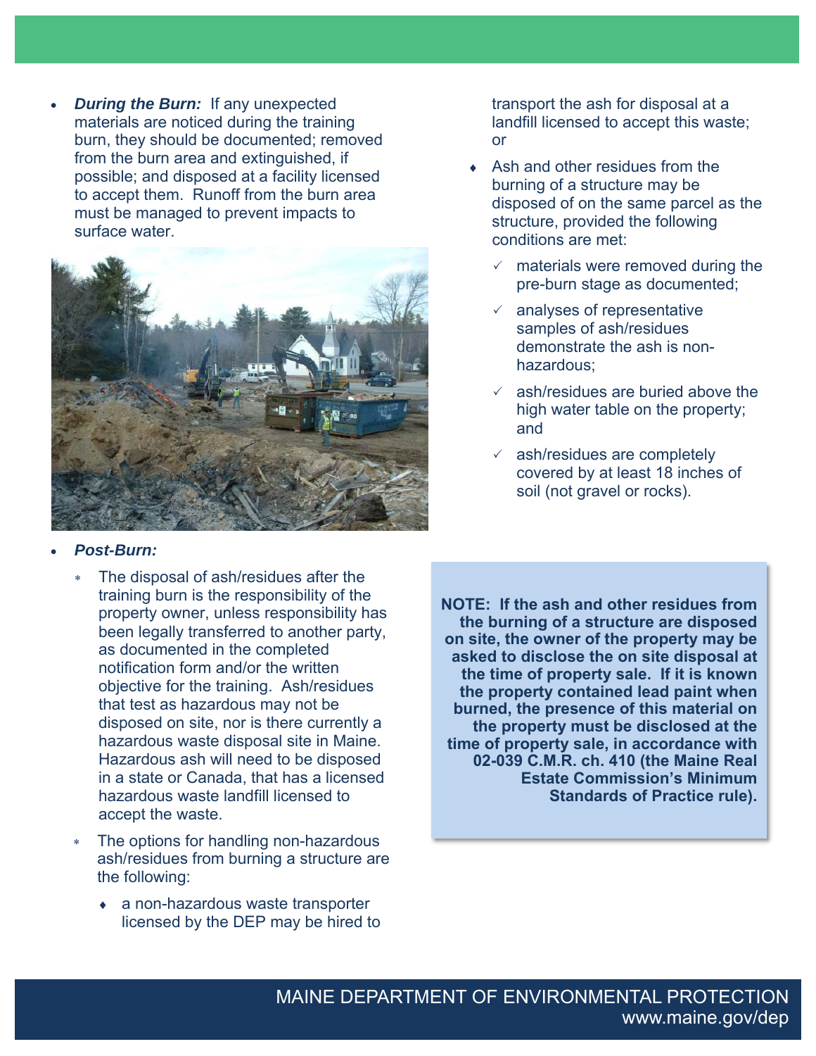- ***During the Burn:*** If any unexpected materials are noticed during the training burn, they should be documented; removed from the burn area and extinguished, if possible; and disposed at a facility licensed to accept them. Runoff from the burn area must be managed to prevent impacts to surface water.

- ***Post-Burn:***
  - The disposal of ash/residues after the training burn is the responsibility of the property owner, unless responsibility has been legally transferred to another party, as documented in the completed notification form and/or the written objective for the training. Ash/residues that test as hazardous may not be disposed on site, nor is there currently a hazardous waste disposal site in Maine. Hazardous ash will need to be disposed in a state or Canada, that has a licensed hazardous waste landfill licensed to accept the waste.
  - The options for handling non-hazardous ash/residues from burning a structure are the following:
    - a non-hazardous waste transporter licensed by the DEP may be hired to transport the ash for disposal at a landfill licensed to accept this waste; or
    - Ash and other residues from the burning of a structure may be disposed of on the same parcel as the structure, provided the following conditions are met:
      - ✓ materials were removed during the pre-burn stage as documented;
      - ✓ analyses of representative samples of ash/residues demonstrate the ash is non-hazardous;
      - ✓ ash/residues are buried above the high water table on the property; and
      - ✓ ash/residues are completely covered by at least 18 inches of soil (not gravel or rocks).

**NOTE: If the ash and other residues from the burning of a structure are disposed on site, the owner of the property may be asked to disclose the on site disposal at the time of property sale. If it is known the property contained lead paint when burned, the presence of this material on the property must be disclosed at the time of property sale, in accordance with 02-039 C.M.R. ch. 410 (the Maine Real Estate Commission's Minimum Standards of Practice rule).**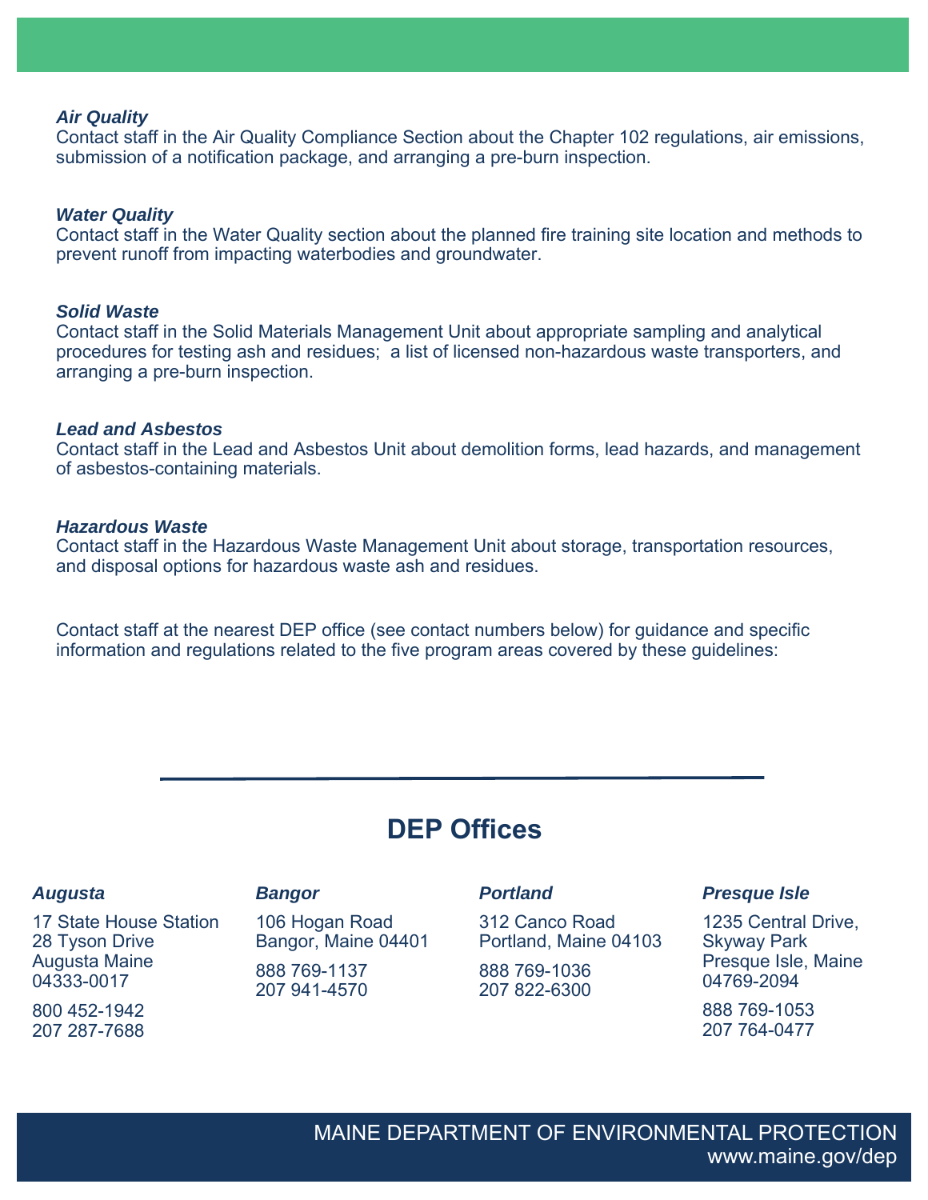***Air Quality***
Contact staff in the Air Quality Compliance Section about the Chapter 102 regulations, air emissions, submission of a notification package, and arranging a pre-burn inspection.

***Water Quality***
Contact staff in the Water Quality section about the planned fire training site location and methods to prevent runoff from impacting waterbodies and groundwater.

***Solid Waste***
Contact staff in the Solid Materials Management Unit about appropriate sampling and analytical procedures for testing ash and residues; a list of licensed non-hazardous waste transporters, and arranging a pre-burn inspection.

***Lead and Asbestos***
Contact staff in the Lead and Asbestos Unit about demolition forms, lead hazards, and management of asbestos-containing materials.

***Hazardous Waste***
Contact staff in the Hazardous Waste Management Unit about storage, transportation resources, and disposal options for hazardous waste ash and residues.

Contact staff at the nearest DEP office (see contact numbers below) for guidance and specific information and regulations related to the five program areas covered by these guidelines:

## DEP Offices

***Augusta***

17 State House Station
28 Tyson Drive
Augusta Maine
04333-0017

800 452-1942
207 287-7688

***Bangor***

106 Hogan Road
Bangor, Maine 04401

888 769-1137
207 941-4570

***Portland***

312 Canco Road
Portland, Maine 04103

888 769-1036
207 822-6300

***Presque Isle***

1235 Central Drive,
Skyway Park
Presque Isle, Maine
04769-2094

888 769-1053
207 764-0477

MAINE DEPARTMENT OF ENVIRONMENTAL PROTECTION
www.maine.gov/dep